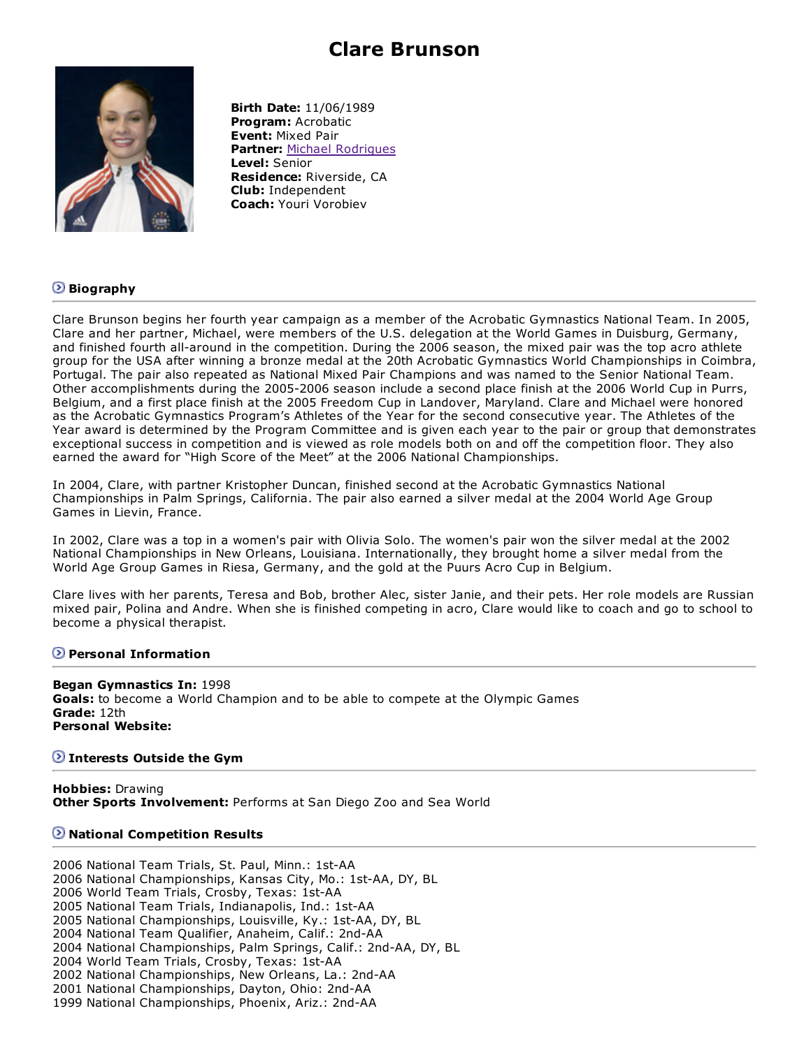# Clare Brunson

**Birth Date:** 11/06/1989
**Program:** Acrobatic
**Event:** Mixed Pair
**Partner:** Michael Rodrigues
**Level:** Senior
**Residence:** Riverside, CA
**Club:** Independent
**Coach:** Youri Vorobiev

## Biography

Clare Brunson begins her fourth year campaign as a member of the Acrobatic Gymnastics National Team. In 2005, Clare and her partner, Michael, were members of the U.S. delegation at the World Games in Duisburg, Germany, and finished fourth all-around in the competition. During the 2006 season, the mixed pair was the top acro athlete group for the USA after winning a bronze medal at the 20th Acrobatic Gymnastics World Championships in Coimbra, Portugal. The pair also repeated as National Mixed Pair Champions and was named to the Senior National Team. Other accomplishments during the 2005-2006 season include a second place finish at the 2006 World Cup in Purrs, Belgium, and a first place finish at the 2005 Freedom Cup in Landover, Maryland. Clare and Michael were honored as the Acrobatic Gymnastics Program's Athletes of the Year for the second consecutive year. The Athletes of the Year award is determined by the Program Committee and is given each year to the pair or group that demonstrates exceptional success in competition and is viewed as role models both on and off the competition floor. They also earned the award for "High Score of the Meet" at the 2006 National Championships.

In 2004, Clare, with partner Kristopher Duncan, finished second at the Acrobatic Gymnastics National Championships in Palm Springs, California. The pair also earned a silver medal at the 2004 World Age Group Games in Lievin, France.

In 2002, Clare was a top in a women's pair with Olivia Solo. The women's pair won the silver medal at the 2002 National Championships in New Orleans, Louisiana. Internationally, they brought home a silver medal from the World Age Group Games in Riesa, Germany, and the gold at the Puurs Acro Cup in Belgium.

Clare lives with her parents, Teresa and Bob, brother Alec, sister Janie, and their pets. Her role models are Russian mixed pair, Polina and Andre. When she is finished competing in acro, Clare would like to coach and go to school to become a physical therapist.

## Personal Information

**Began Gymnastics In:** 1998
**Goals:** to become a World Champion and to be able to compete at the Olympic Games
**Grade:** 12th
**Personal Website:**

## Interests Outside the Gym

**Hobbies:** Drawing
**Other Sports Involvement:** Performs at San Diego Zoo and Sea World

## National Competition Results

2006 National Team Trials, St. Paul, Minn.: 1st-AA
2006 National Championships, Kansas City, Mo.: 1st-AA, DY, BL
2006 World Team Trials, Crosby, Texas: 1st-AA
2005 National Team Trials, Indianapolis, Ind.: 1st-AA
2005 National Championships, Louisville, Ky.: 1st-AA, DY, BL
2004 National Team Qualifier, Anaheim, Calif.: 2nd-AA
2004 National Championships, Palm Springs, Calif.: 2nd-AA, DY, BL
2004 World Team Trials, Crosby, Texas: 1st-AA
2002 National Championships, New Orleans, La.: 2nd-AA
2001 National Championships, Dayton, Ohio: 2nd-AA
1999 National Championships, Phoenix, Ariz.: 2nd-AA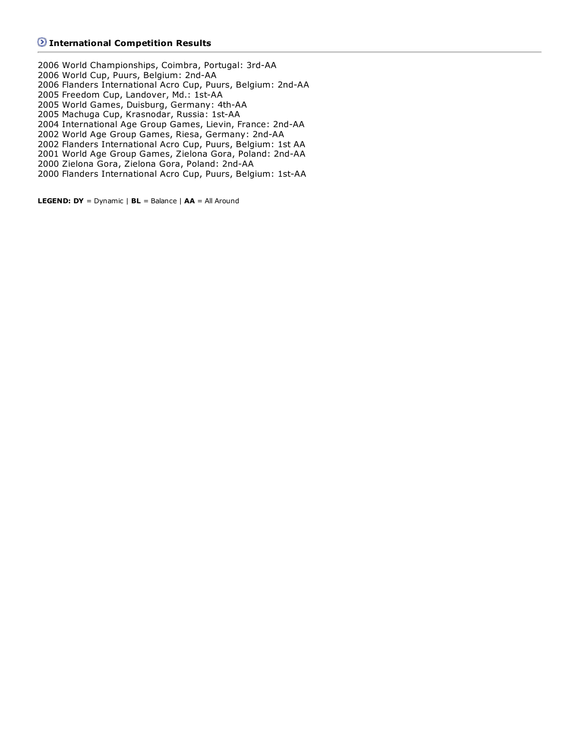## International Competition Results

2006 World Championships, Coimbra, Portugal: 3rd-AA
2006 World Cup, Puurs, Belgium: 2nd-AA
2006 Flanders International Acro Cup, Puurs, Belgium: 2nd-AA
2005 Freedom Cup, Landover, Md.: 1st-AA
2005 World Games, Duisburg, Germany: 4th-AA
2005 Machuga Cup, Krasnodar, Russia: 1st-AA
2004 International Age Group Games, Lievin, France: 2nd-AA
2002 World Age Group Games, Riesa, Germany: 2nd-AA
2002 Flanders International Acro Cup, Puurs, Belgium: 1st AA
2001 World Age Group Games, Zielona Gora, Poland: 2nd-AA
2000 Zielona Gora, Zielona Gora, Poland: 2nd-AA
2000 Flanders International Acro Cup, Puurs, Belgium: 1st-AA

**LEGEND: DY** = Dynamic | **BL** = Balance | **AA** = All Around